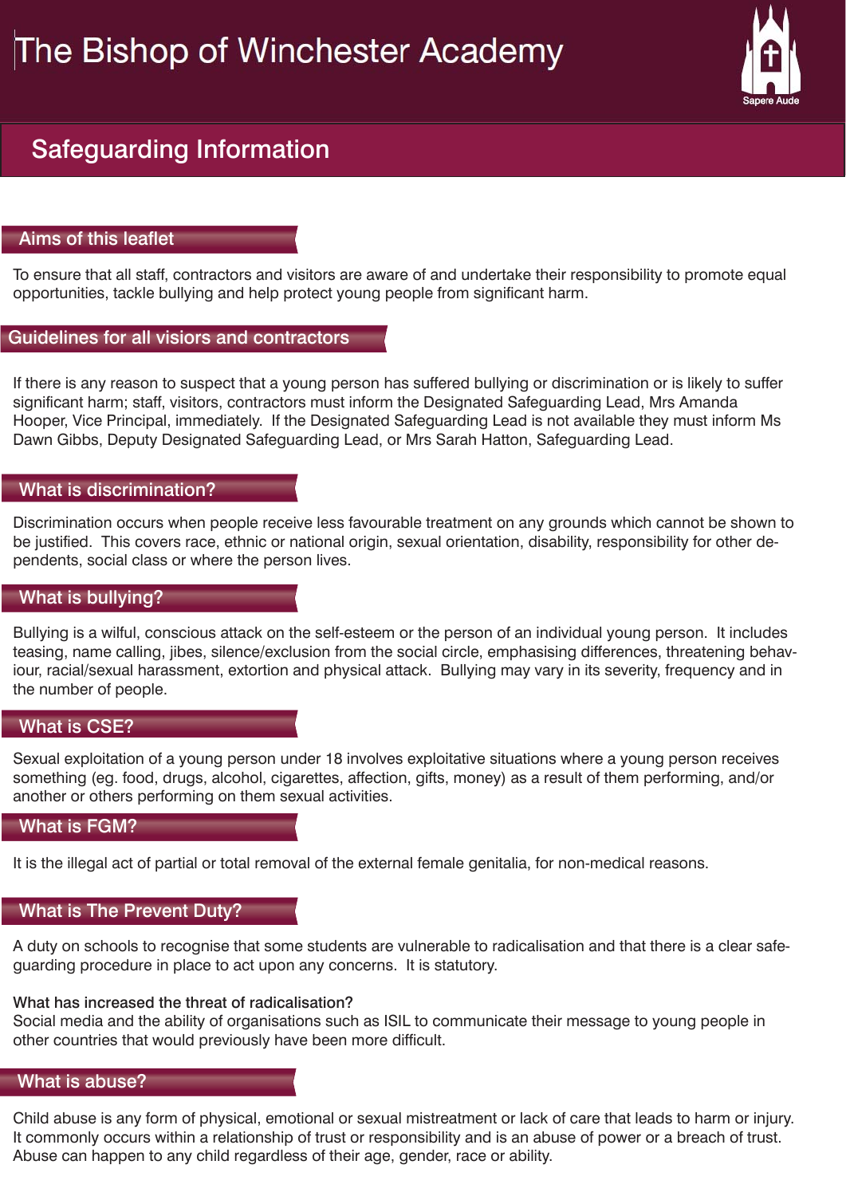# The Bishop of Winchester Academy

Sapere Aude

## Safeguarding Information

### Aims of this leaflet

To ensure that all staff, contractors and visitors are aware of and undertake their responsibility to promote equal opportunities, tackle bullying and help protect young people from significant harm.

### Guidelines for all visiors and contractors

If there is any reason to suspect that a young person has suffered bullying or discrimination or is likely to suffer significant harm; staff, visitors, contractors must inform the Designated Safeguarding Lead, Mrs Amanda Hooper, Vice Principal, immediately. If the Designated Safeguarding Lead is not available they must inform Ms Dawn Gibbs, Deputy Designated Safeguarding Lead, or Mrs Sarah Hatton, Safeguarding Lead.

### What is discrimination?

Discrimination occurs when people receive less favourable treatment on any grounds which cannot be shown to be justified. This covers race, ethnic or national origin, sexual orientation, disability, responsibility for other dependents, social class or where the person lives.

### What is bullying?

Bullying is a wilful, conscious attack on the self-esteem or the person of an individual young person. It includes teasing, name calling, jibes, silence/exclusion from the social circle, emphasising differences, threatening behaviour, racial/sexual harassment, extortion and physical attack. Bullying may vary in its severity, frequency and in the number of people.

### What is CSE?

Sexual exploitation of a young person under 18 involves exploitative situations where a young person receives something (eg. food, drugs, alcohol, cigarettes, affection, gifts, money) as a result of them performing, and/or another or others performing on them sexual activities.

### What is FGM?

It is the illegal act of partial or total removal of the external female genitalia, for non-medical reasons.

### What is The Prevent Duty?

A duty on schools to recognise that some students are vulnerable to radicalisation and that there is a clear safeguarding procedure in place to act upon any concerns. It is statutory.

**What has increased the threat of radicalisation?**
Social media and the ability of organisations such as ISIL to communicate their message to young people in other countries that would previously have been more difficult.

### What is abuse?

Child abuse is any form of physical, emotional or sexual mistreatment or lack of care that leads to harm or injury. It commonly occurs within a relationship of trust or responsibility and is an abuse of power or a breach of trust. Abuse can happen to any child regardless of their age, gender, race or ability.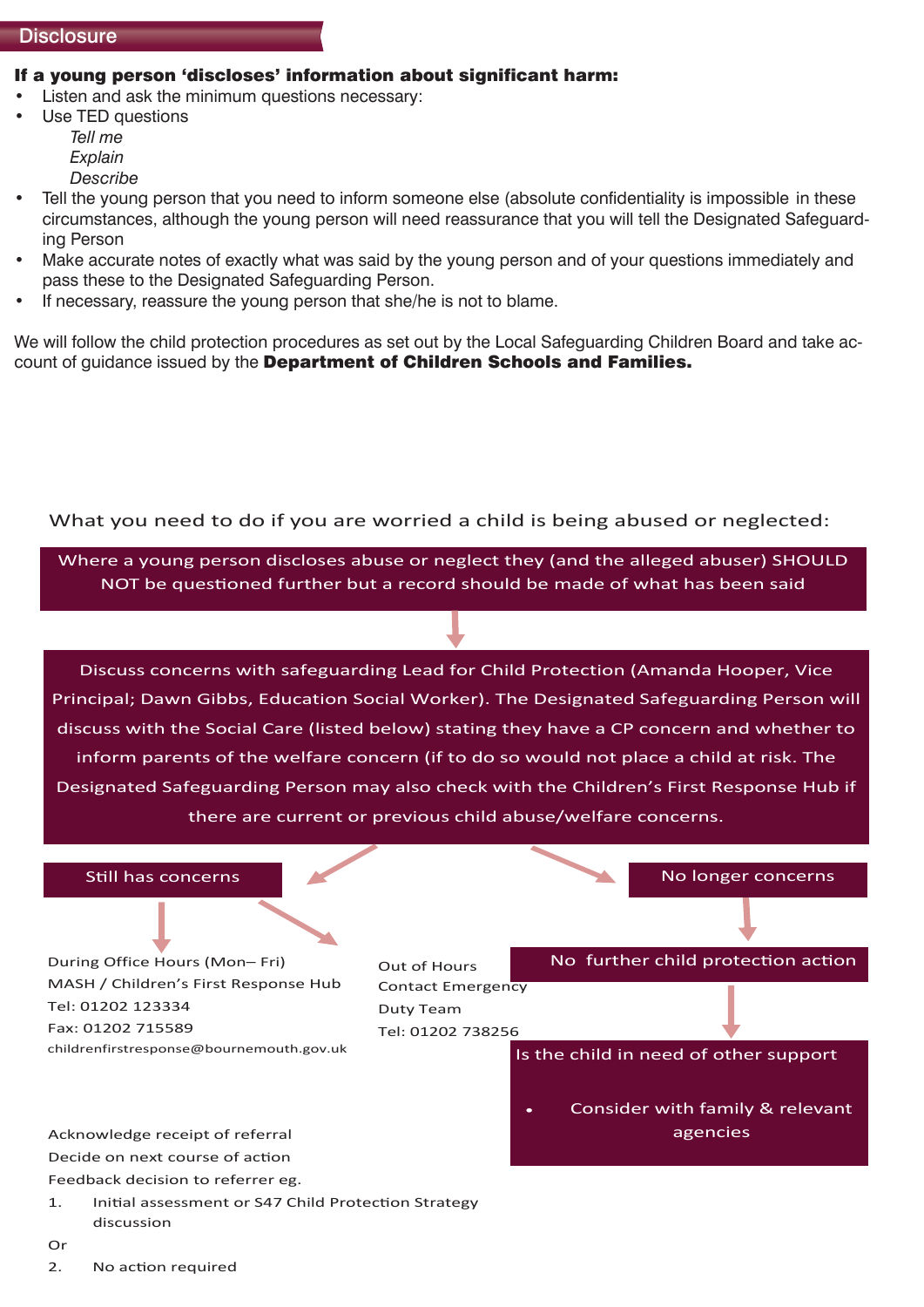## Disclosure

**If a young person 'discloses' information about significant harm:**

- Listen and ask the minimum questions necessary:
- Use TED questions

  *Tell me*
  *Explain*
  *Describe*
- Tell the young person that you need to inform someone else (absolute confidentiality is impossible in these circumstances, although the young person will need reassurance that you will tell the Designated Safeguarding Person
- Make accurate notes of exactly what was said by the young person and of your questions immediately and pass these to the Designated Safeguarding Person.
- If necessary, reassure the young person that she/he is not to blame.

We will follow the child protection procedures as set out by the Local Safeguarding Children Board and take account of guidance issued by the **Department of Children Schools and Families.**

What you need to do if you are worried a child is being abused or neglected:

Where a young person discloses abuse or neglect they (and the alleged abuser) SHOULD NOT be questioned further but a record should be made of what has been said

Discuss concerns with safeguarding Lead for Child Protection (Amanda Hooper, Vice Principal; Dawn Gibbs, Education Social Worker). The Designated Safeguarding Person will discuss with the Social Care (listed below) stating they have a CP concern and whether to inform parents of the welfare concern (if to do so would not place a child at risk. The Designated Safeguarding Person may also check with the Children's First Response Hub if there are current or previous child abuse/welfare concerns.

Still has concerns

During Office Hours (Mon– Fri)
MASH / Children's First Response Hub
Tel: 01202 123334
Fax: 01202 715589
childrenfirstresponse@bournemouth.gov.uk

Out of Hours
Contact Emergency
Duty Team
Tel: 01202 738256

Acknowledge receipt of referral
Decide on next course of action
Feedback decision to referrer eg.

1. Initial assessment or S47 Child Protection Strategy discussion

Or

2. No action required

No longer concerns

No further child protection action

Is the child in need of other support

- Consider with family & relevant agencies